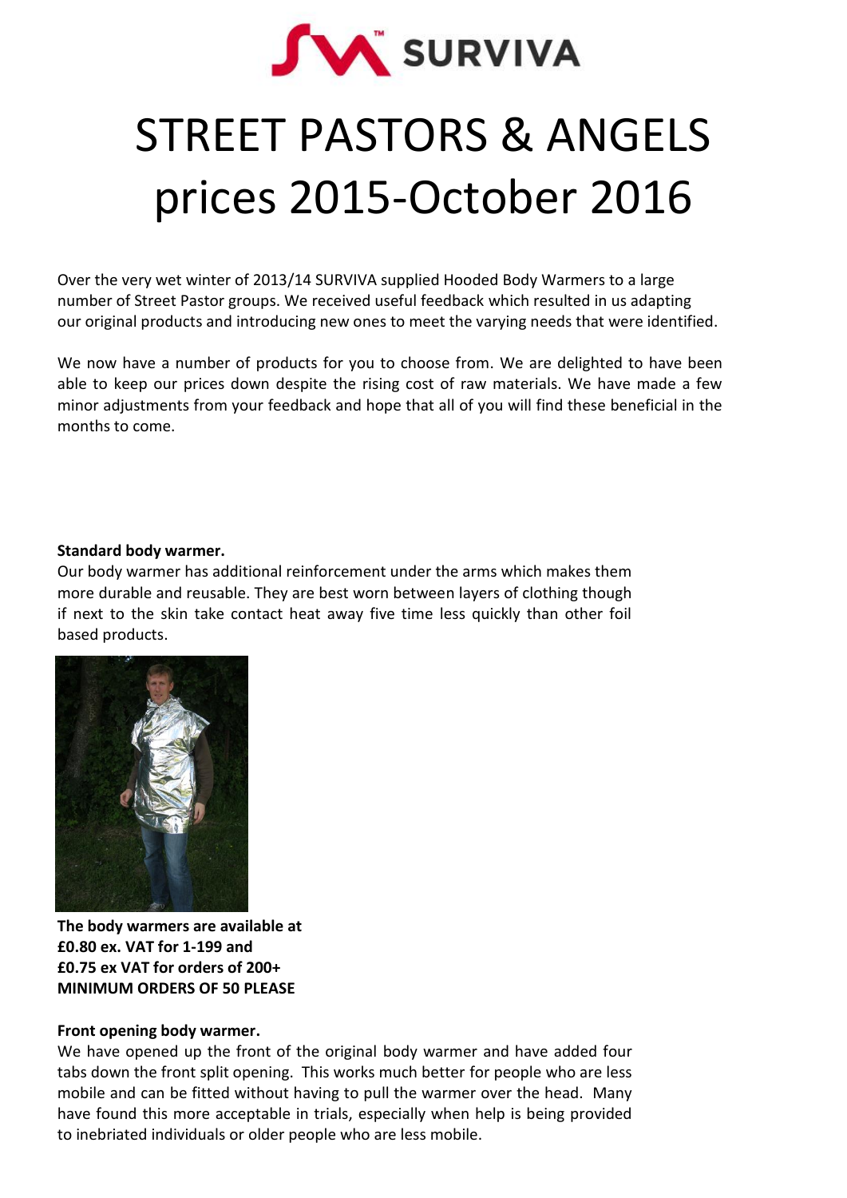SURVIVA

# STREET PASTORS & ANGELS prices 2015-October 2016

Over the very wet winter of 2013/14 SURVIVA supplied Hooded Body Warmers to a large number of Street Pastor groups. We received useful feedback which resulted in us adapting our original products and introducing new ones to meet the varying needs that were identified.

We now have a number of products for you to choose from. We are delighted to have been able to keep our prices down despite the rising cost of raw materials. We have made a few minor adjustments from your feedback and hope that all of you will find these beneficial in the months to come.

**Standard body warmer.**

Our body warmer has additional reinforcement under the arms which makes them more durable and reusable. They are best worn between layers of clothing though if next to the skin take contact heat away five time less quickly than other foil based products.

**The body warmers are available at £0.80 ex. VAT for 1-199 and £0.75 ex VAT for orders of 200+ MINIMUM ORDERS OF 50 PLEASE**

**Front opening body warmer.**

We have opened up the front of the original body warmer and have added four tabs down the front split opening. This works much better for people who are less mobile and can be fitted without having to pull the warmer over the head. Many have found this more acceptable in trials, especially when help is being provided to inebriated individuals or older people who are less mobile.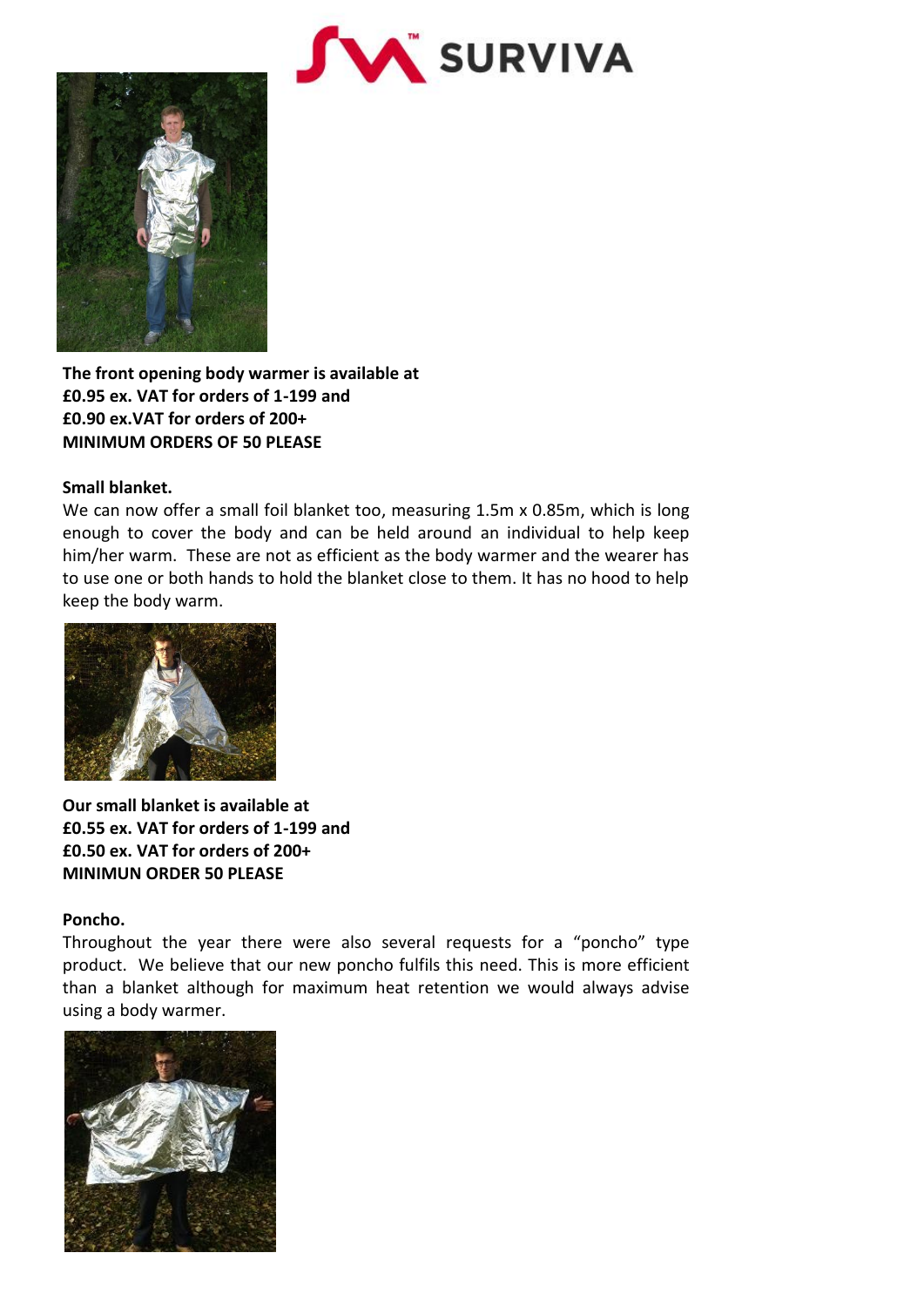**The front opening body warmer is available at**
**£0.95 ex. VAT for orders of 1-199 and**
**£0.90 ex.VAT for orders of 200+**
**MINIMUM ORDERS OF 50 PLEASE**

**Small blanket.**

We can now offer a small foil blanket too, measuring 1.5m x 0.85m, which is long enough to cover the body and can be held around an individual to help keep him/her warm. These are not as efficient as the body warmer and the wearer has to use one or both hands to hold the blanket close to them. It has no hood to help keep the body warm.

**Our small blanket is available at**
**£0.55 ex. VAT for orders of 1-199 and**
**£0.50 ex. VAT for orders of 200+**
**MINIMUN ORDER 50 PLEASE**

**Poncho.**

Throughout the year there were also several requests for a "poncho" type product. We believe that our new poncho fulfils this need. This is more efficient than a blanket although for maximum heat retention we would always advise using a body warmer.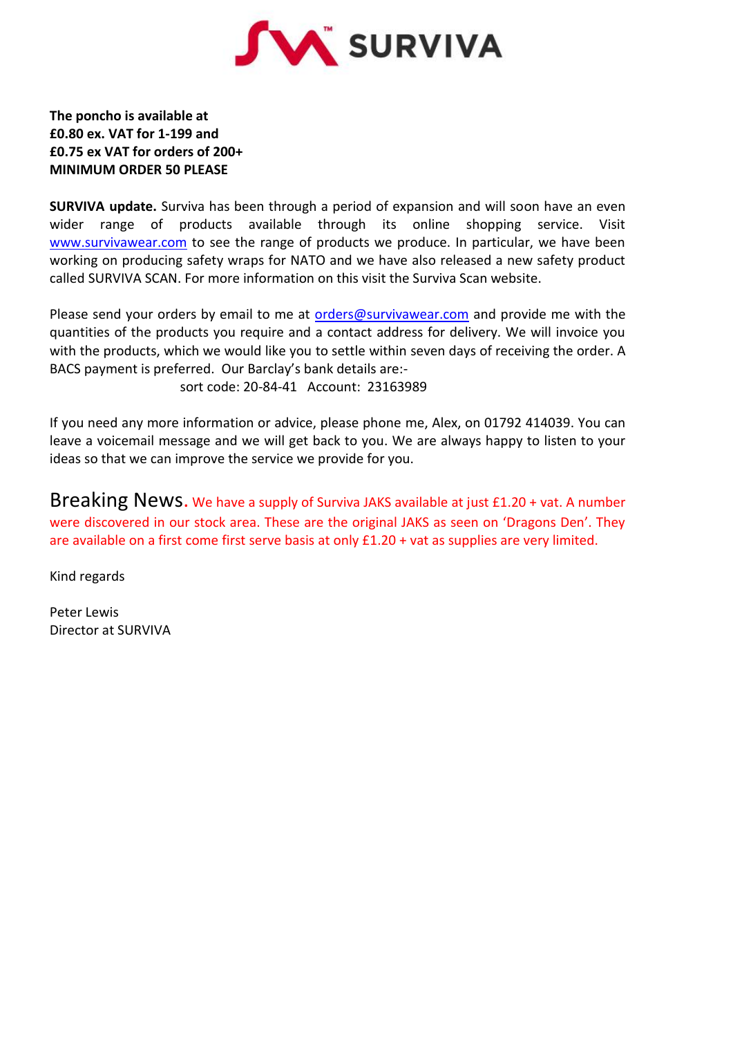SURVIVA

**The poncho is available at**
**£0.80 ex. VAT for 1-199 and**
**£0.75 ex VAT for orders of 200+**
**MINIMUM ORDER 50 PLEASE**

**SURVIVA update.** Surviva has been through a period of expansion and will soon have an even wider range of products available through its online shopping service. Visit www.survivawear.com to see the range of products we produce. In particular, we have been working on producing safety wraps for NATO and we have also released a new safety product called SURVIVA SCAN. For more information on this visit the Surviva Scan website.

Please send your orders by email to me at orders@survivawear.com and provide me with the quantities of the products you require and a contact address for delivery. We will invoice you with the products, which we would like you to settle within seven days of receiving the order. A BACS payment is preferred. Our Barclay's bank details are:-

sort code: 20-84-41 Account: 23163989

If you need any more information or advice, please phone me, Alex, on 01792 414039. You can leave a voicemail message and we will get back to you. We are always happy to listen to your ideas so that we can improve the service we provide for you.

Breaking News. We have a supply of Surviva JAKS available at just £1.20 + vat. A number were discovered in our stock area. These are the original JAKS as seen on 'Dragons Den'. They are available on a first come first serve basis at only £1.20 + vat as supplies are very limited.

Kind regards

Peter Lewis
Director at SURVIVA